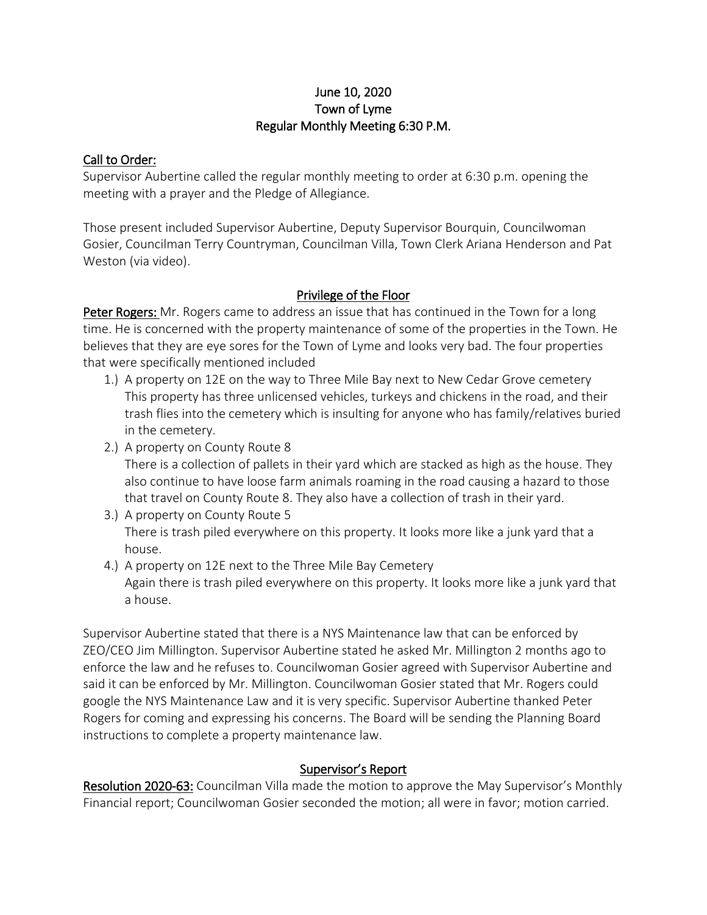# June 10, 2020
# Town of Lyme
# Regular Monthly Meeting 6:30 P.M.

## Call to Order:

Supervisor Aubertine called the regular monthly meeting to order at 6:30 p.m. opening the meeting with a prayer and the Pledge of Allegiance.

Those present included Supervisor Aubertine, Deputy Supervisor Bourquin, Councilwoman Gosier, Councilman Terry Countryman, Councilman Villa, Town Clerk Ariana Henderson and Pat Weston (via video).

## Privilege of the Floor

**Peter Rogers:** Mr. Rogers came to address an issue that has continued in the Town for a long time. He is concerned with the property maintenance of some of the properties in the Town. He believes that they are eye sores for the Town of Lyme and looks very bad. The four properties that were specifically mentioned included

1.) A property on 12E on the way to Three Mile Bay next to New Cedar Grove cemetery
This property has three unlicensed vehicles, turkeys and chickens in the road, and their trash flies into the cemetery which is insulting for anyone who has family/relatives buried in the cemetery.

2.) A property on County Route 8
There is a collection of pallets in their yard which are stacked as high as the house. They also continue to have loose farm animals roaming in the road causing a hazard to those that travel on County Route 8. They also have a collection of trash in their yard.

3.) A property on County Route 5
There is trash piled everywhere on this property. It looks more like a junk yard that a house.

4.) A property on 12E next to the Three Mile Bay Cemetery
Again there is trash piled everywhere on this property. It looks more like a junk yard that a house.

Supervisor Aubertine stated that there is a NYS Maintenance law that can be enforced by ZEO/CEO Jim Millington. Supervisor Aubertine stated he asked Mr. Millington 2 months ago to enforce the law and he refuses to. Councilwoman Gosier agreed with Supervisor Aubertine and said it can be enforced by Mr. Millington. Councilwoman Gosier stated that Mr. Rogers could google the NYS Maintenance Law and it is very specific. Supervisor Aubertine thanked Peter Rogers for coming and expressing his concerns. The Board will be sending the Planning Board instructions to complete a property maintenance law.

## Supervisor's Report

**Resolution 2020-63:** Councilman Villa made the motion to approve the May Supervisor's Monthly Financial report; Councilwoman Gosier seconded the motion; all were in favor; motion carried.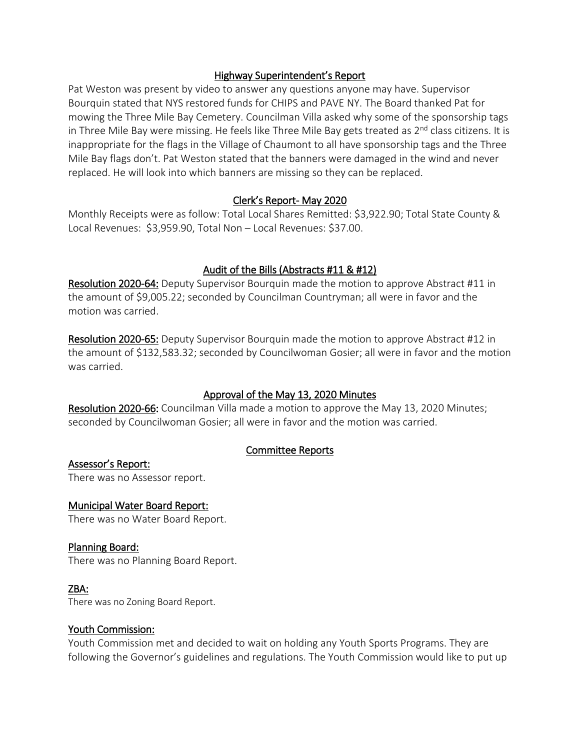## Highway Superintendent's Report

Pat Weston was present by video to answer any questions anyone may have. Supervisor Bourquin stated that NYS restored funds for CHIPS and PAVE NY. The Board thanked Pat for mowing the Three Mile Bay Cemetery. Councilman Villa asked why some of the sponsorship tags in Three Mile Bay were missing. He feels like Three Mile Bay gets treated as 2nd class citizens. It is inappropriate for the flags in the Village of Chaumont to all have sponsorship tags and the Three Mile Bay flags don't. Pat Weston stated that the banners were damaged in the wind and never replaced. He will look into which banners are missing so they can be replaced.

## Clerk's Report- May 2020

Monthly Receipts were as follow: Total Local Shares Remitted: $3,922.90; Total State County & Local Revenues: $3,959.90, Total Non – Local Revenues: $37.00.

## Audit of the Bills (Abstracts #11 & #12)

**Resolution 2020-64:** Deputy Supervisor Bourquin made the motion to approve Abstract #11 in the amount of $9,005.22; seconded by Councilman Countryman; all were in favor and the motion was carried.

**Resolution 2020-65:** Deputy Supervisor Bourquin made the motion to approve Abstract #12 in the amount of $132,583.32; seconded by Councilwoman Gosier; all were in favor and the motion was carried.

## Approval of the May 13, 2020 Minutes

**Resolution 2020-66:** Councilman Villa made a motion to approve the May 13, 2020 Minutes; seconded by Councilwoman Gosier; all were in favor and the motion was carried.

## Committee Reports

### Assessor's Report:

There was no Assessor report.

### Municipal Water Board Report:

There was no Water Board Report.

### Planning Board:

There was no Planning Board Report.

### ZBA:

There was no Zoning Board Report.

### Youth Commission:

Youth Commission met and decided to wait on holding any Youth Sports Programs. They are following the Governor's guidelines and regulations. The Youth Commission would like to put up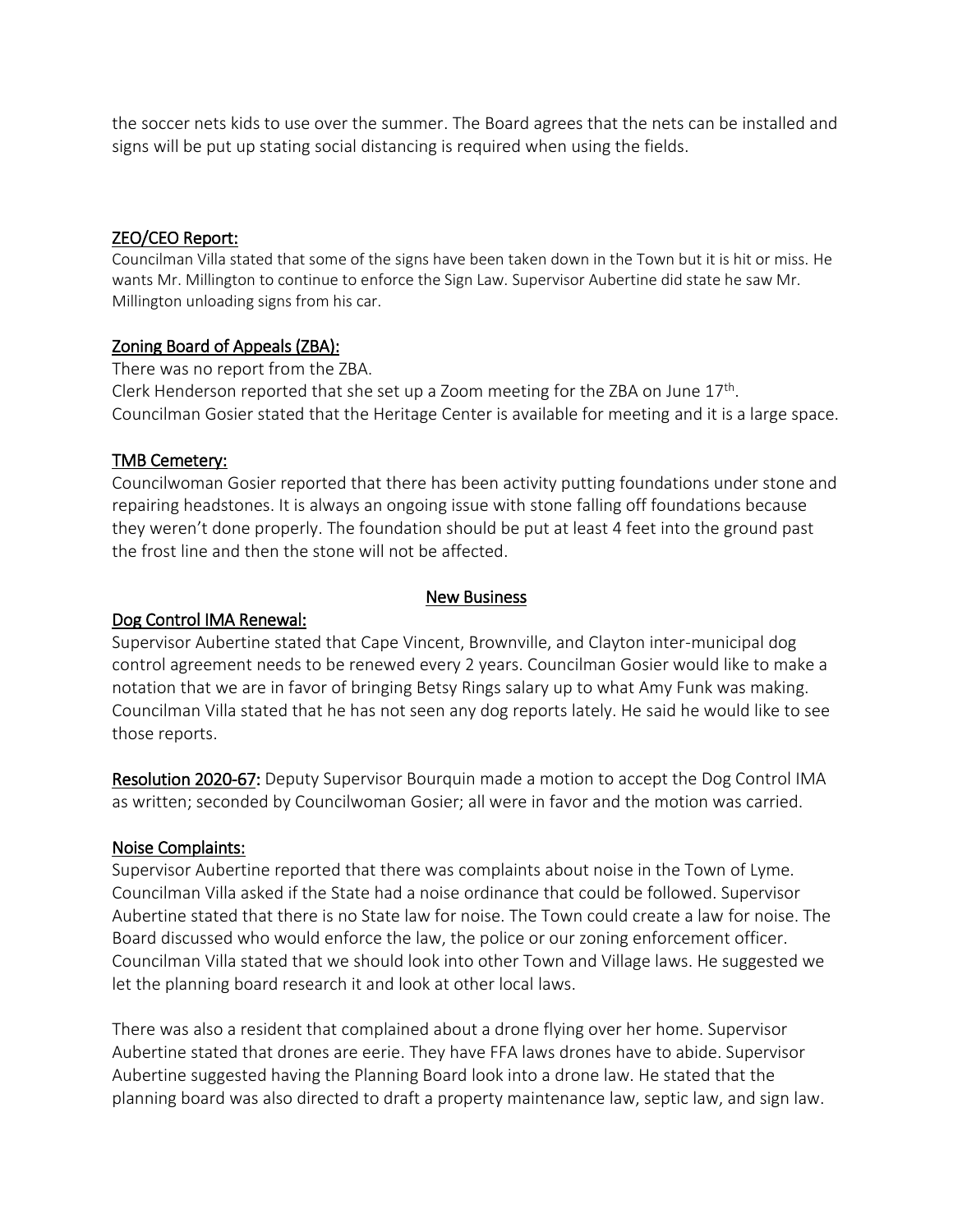the soccer nets kids to use over the summer. The Board agrees that the nets can be installed and signs will be put up stating social distancing is required when using the fields.

## ZEO/CEO Report:

Councilman Villa stated that some of the signs have been taken down in the Town but it is hit or miss. He wants Mr. Millington to continue to enforce the Sign Law. Supervisor Aubertine did state he saw Mr. Millington unloading signs from his car.

## Zoning Board of Appeals (ZBA):

There was no report from the ZBA.
Clerk Henderson reported that she set up a Zoom meeting for the ZBA on June 17th.
Councilman Gosier stated that the Heritage Center is available for meeting and it is a large space.

## TMB Cemetery:

Councilwoman Gosier reported that there has been activity putting foundations under stone and repairing headstones. It is always an ongoing issue with stone falling off foundations because they weren't done properly. The foundation should be put at least 4 feet into the ground past the frost line and then the stone will not be affected.

# New Business

## Dog Control IMA Renewal:

Supervisor Aubertine stated that Cape Vincent, Brownville, and Clayton inter-municipal dog control agreement needs to be renewed every 2 years. Councilman Gosier would like to make a notation that we are in favor of bringing Betsy Rings salary up to what Amy Funk was making. Councilman Villa stated that he has not seen any dog reports lately. He said he would like to see those reports.

**Resolution 2020-67:** Deputy Supervisor Bourquin made a motion to accept the Dog Control IMA as written; seconded by Councilwoman Gosier; all were in favor and the motion was carried.

## Noise Complaints:

Supervisor Aubertine reported that there was complaints about noise in the Town of Lyme. Councilman Villa asked if the State had a noise ordinance that could be followed. Supervisor Aubertine stated that there is no State law for noise. The Town could create a law for noise. The Board discussed who would enforce the law, the police or our zoning enforcement officer. Councilman Villa stated that we should look into other Town and Village laws. He suggested we let the planning board research it and look at other local laws.

There was also a resident that complained about a drone flying over her home. Supervisor Aubertine stated that drones are eerie. They have FFA laws drones have to abide. Supervisor Aubertine suggested having the Planning Board look into a drone law. He stated that the planning board was also directed to draft a property maintenance law, septic law, and sign law.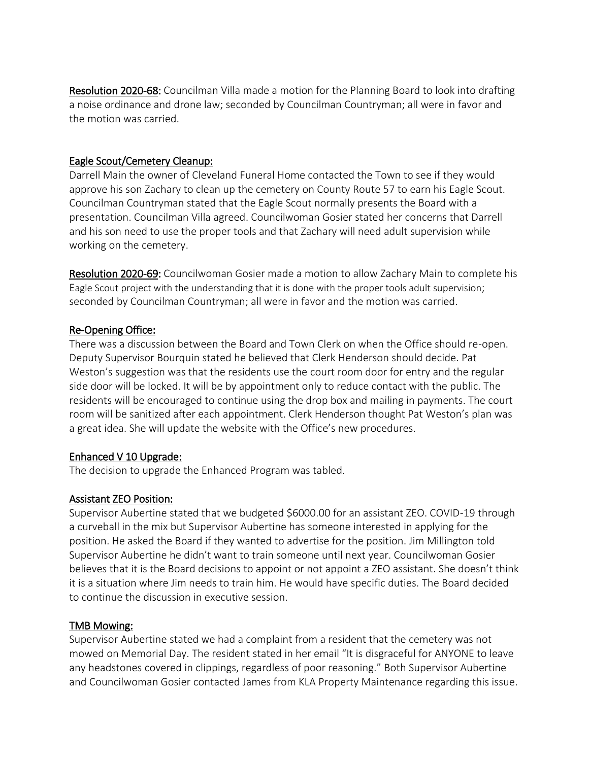<u>Resolution 2020-68</u>: Councilman Villa made a motion for the Planning Board to look into drafting a noise ordinance and drone law; seconded by Councilman Countryman; all were in favor and the motion was carried.

<u>Eagle Scout/Cemetery Cleanup:</u>

Darrell Main the owner of Cleveland Funeral Home contacted the Town to see if they would approve his son Zachary to clean up the cemetery on County Route 57 to earn his Eagle Scout. Councilman Countryman stated that the Eagle Scout normally presents the Board with a presentation. Councilman Villa agreed. Councilwoman Gosier stated her concerns that Darrell and his son need to use the proper tools and that Zachary will need adult supervision while working on the cemetery.

<u>Resolution 2020-69</u>: Councilwoman Gosier made a motion to allow Zachary Main to complete his Eagle Scout project with the understanding that it is done with the proper tools adult supervision; seconded by Councilman Countryman; all were in favor and the motion was carried.

<u>Re-Opening Office:</u>

There was a discussion between the Board and Town Clerk on when the Office should re-open. Deputy Supervisor Bourquin stated he believed that Clerk Henderson should decide. Pat Weston's suggestion was that the residents use the court room door for entry and the regular side door will be locked. It will be by appointment only to reduce contact with the public. The residents will be encouraged to continue using the drop box and mailing in payments. The court room will be sanitized after each appointment. Clerk Henderson thought Pat Weston's plan was a great idea. She will update the website with the Office's new procedures.

<u>Enhanced V 10 Upgrade:</u>

The decision to upgrade the Enhanced Program was tabled.

<u>Assistant ZEO Position:</u>

Supervisor Aubertine stated that we budgeted $6000.00 for an assistant ZEO. COVID-19 through a curveball in the mix but Supervisor Aubertine has someone interested in applying for the position. He asked the Board if they wanted to advertise for the position. Jim Millington told Supervisor Aubertine he didn't want to train someone until next year. Councilwoman Gosier believes that it is the Board decisions to appoint or not appoint a ZEO assistant. She doesn't think it is a situation where Jim needs to train him. He would have specific duties. The Board decided to continue the discussion in executive session.

<u>TMB Mowing:</u>

Supervisor Aubertine stated we had a complaint from a resident that the cemetery was not mowed on Memorial Day. The resident stated in her email "It is disgraceful for ANYONE to leave any headstones covered in clippings, regardless of poor reasoning." Both Supervisor Aubertine and Councilwoman Gosier contacted James from KLA Property Maintenance regarding this issue.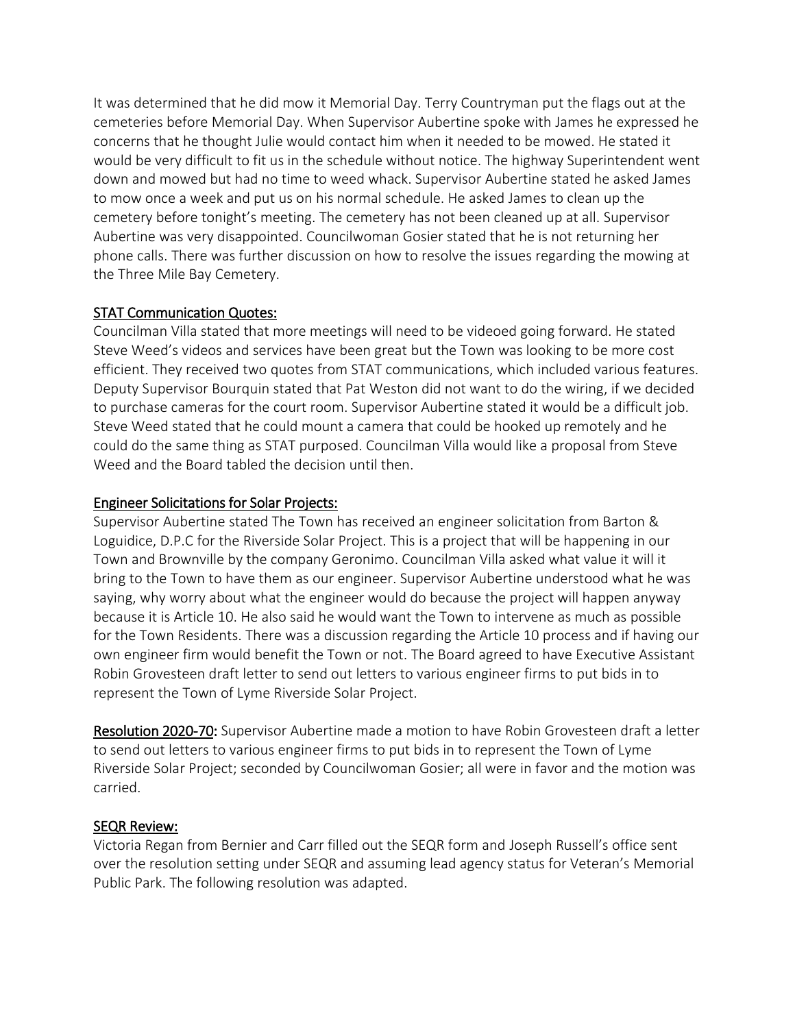It was determined that he did mow it Memorial Day. Terry Countryman put the flags out at the cemeteries before Memorial Day. When Supervisor Aubertine spoke with James he expressed he concerns that he thought Julie would contact him when it needed to be mowed. He stated it would be very difficult to fit us in the schedule without notice. The highway Superintendent went down and mowed but had no time to weed whack. Supervisor Aubertine stated he asked James to mow once a week and put us on his normal schedule. He asked James to clean up the cemetery before tonight's meeting. The cemetery has not been cleaned up at all. Supervisor Aubertine was very disappointed. Councilwoman Gosier stated that he is not returning her phone calls. There was further discussion on how to resolve the issues regarding the mowing at the Three Mile Bay Cemetery.

<u>STAT Communication Quotes:</u>
Councilman Villa stated that more meetings will need to be videoed going forward. He stated Steve Weed's videos and services have been great but the Town was looking to be more cost efficient. They received two quotes from STAT communications, which included various features. Deputy Supervisor Bourquin stated that Pat Weston did not want to do the wiring, if we decided to purchase cameras for the court room. Supervisor Aubertine stated it would be a difficult job. Steve Weed stated that he could mount a camera that could be hooked up remotely and he could do the same thing as STAT purposed. Councilman Villa would like a proposal from Steve Weed and the Board tabled the decision until then.

<u>Engineer Solicitations for Solar Projects:</u>
Supervisor Aubertine stated The Town has received an engineer solicitation from Barton & Loguidice, D.P.C for the Riverside Solar Project. This is a project that will be happening in our Town and Brownville by the company Geronimo. Councilman Villa asked what value it will it bring to the Town to have them as our engineer. Supervisor Aubertine understood what he was saying, why worry about what the engineer would do because the project will happen anyway because it is Article 10. He also said he would want the Town to intervene as much as possible for the Town Residents. There was a discussion regarding the Article 10 process and if having our own engineer firm would benefit the Town or not. The Board agreed to have Executive Assistant Robin Grovesteen draft letter to send out letters to various engineer firms to put bids in to represent the Town of Lyme Riverside Solar Project.

<u>**Resolution 2020-70**</u>**:** Supervisor Aubertine made a motion to have Robin Grovesteen draft a letter to send out letters to various engineer firms to put bids in to represent the Town of Lyme Riverside Solar Project; seconded by Councilwoman Gosier; all were in favor and the motion was carried.

<u>SEQR Review:</u>
Victoria Regan from Bernier and Carr filled out the SEQR form and Joseph Russell's office sent over the resolution setting under SEQR and assuming lead agency status for Veteran's Memorial Public Park. The following resolution was adapted.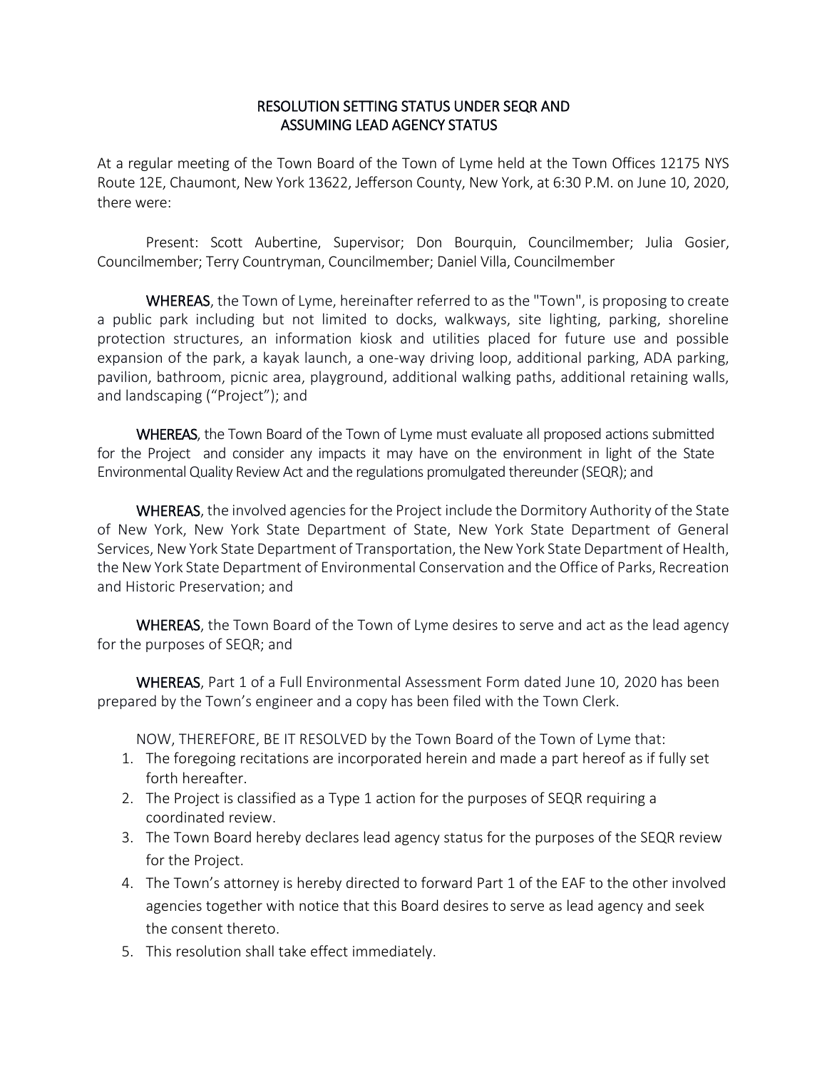# RESOLUTION SETTING STATUS UNDER SEQR AND ASSUMING LEAD AGENCY STATUS

At a regular meeting of the Town Board of the Town of Lyme held at the Town Offices 12175 NYS Route 12E, Chaumont, New York 13622, Jefferson County, New York, at 6:30 P.M. on June 10, 2020, there were:

Present: Scott Aubertine, Supervisor; Don Bourquin, Councilmember; Julia Gosier, Councilmember; Terry Countryman, Councilmember; Daniel Villa, Councilmember

**WHEREAS**, the Town of Lyme, hereinafter referred to as the "Town", is proposing to create a public park including but not limited to docks, walkways, site lighting, parking, shoreline protection structures, an information kiosk and utilities placed for future use and possible expansion of the park, a kayak launch, a one-way driving loop, additional parking, ADA parking, pavilion, bathroom, picnic area, playground, additional walking paths, additional retaining walls, and landscaping ("Project"); and

**WHEREAS**, the Town Board of the Town of Lyme must evaluate all proposed actions submitted for the Project and consider any impacts it may have on the environment in light of the State Environmental Quality Review Act and the regulations promulgated thereunder (SEQR); and

**WHEREAS**, the involved agencies for the Project include the Dormitory Authority of the State of New York, New York State Department of State, New York State Department of General Services, New York State Department of Transportation, the New York State Department of Health, the New York State Department of Environmental Conservation and the Office of Parks, Recreation and Historic Preservation; and

**WHEREAS**, the Town Board of the Town of Lyme desires to serve and act as the lead agency for the purposes of SEQR; and

**WHEREAS**, Part 1 of a Full Environmental Assessment Form dated June 10, 2020 has been prepared by the Town's engineer and a copy has been filed with the Town Clerk.

NOW, THEREFORE, BE IT RESOLVED by the Town Board of the Town of Lyme that:

1. The foregoing recitations are incorporated herein and made a part hereof as if fully set forth hereafter.
2. The Project is classified as a Type 1 action for the purposes of SEQR requiring a coordinated review.
3. The Town Board hereby declares lead agency status for the purposes of the SEQR review for the Project.
4. The Town's attorney is hereby directed to forward Part 1 of the EAF to the other involved agencies together with notice that this Board desires to serve as lead agency and seek the consent thereto.
5. This resolution shall take effect immediately.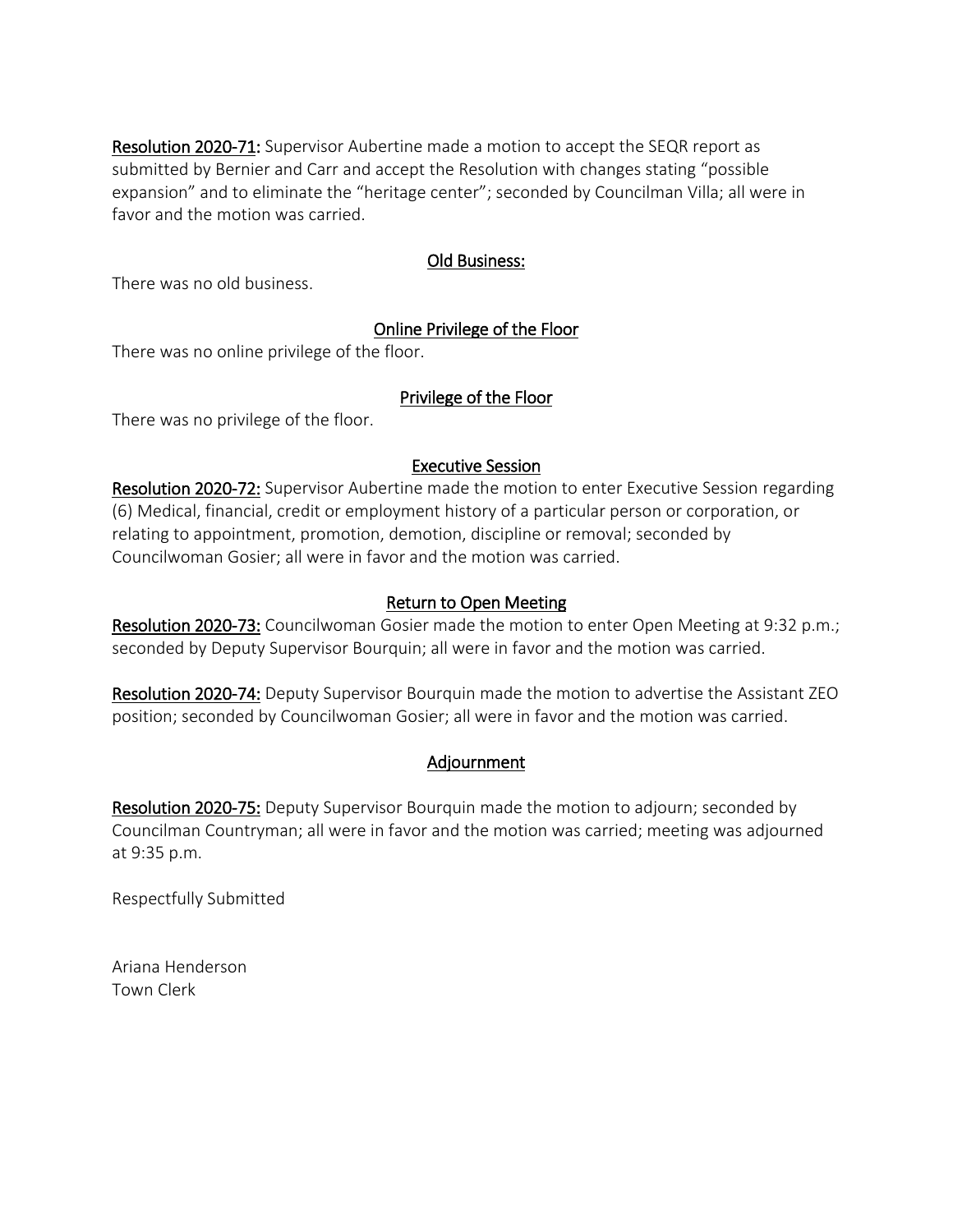Resolution 2020-71: Supervisor Aubertine made a motion to accept the SEQR report as submitted by Bernier and Carr and accept the Resolution with changes stating "possible expansion" and to eliminate the "heritage center"; seconded by Councilman Villa; all were in favor and the motion was carried.

## Old Business:

There was no old business.

## Online Privilege of the Floor

There was no online privilege of the floor.

## Privilege of the Floor

There was no privilege of the floor.

## Executive Session

Resolution 2020-72: Supervisor Aubertine made the motion to enter Executive Session regarding (6) Medical, financial, credit or employment history of a particular person or corporation, or relating to appointment, promotion, demotion, discipline or removal; seconded by Councilwoman Gosier; all were in favor and the motion was carried.

## Return to Open Meeting

Resolution 2020-73: Councilwoman Gosier made the motion to enter Open Meeting at 9:32 p.m.; seconded by Deputy Supervisor Bourquin; all were in favor and the motion was carried.

Resolution 2020-74: Deputy Supervisor Bourquin made the motion to advertise the Assistant ZEO position; seconded by Councilwoman Gosier; all were in favor and the motion was carried.

## Adjournment

Resolution 2020-75: Deputy Supervisor Bourquin made the motion to adjourn; seconded by Councilman Countryman; all were in favor and the motion was carried; meeting was adjourned at 9:35 p.m.

Respectfully Submitted

Ariana Henderson
Town Clerk